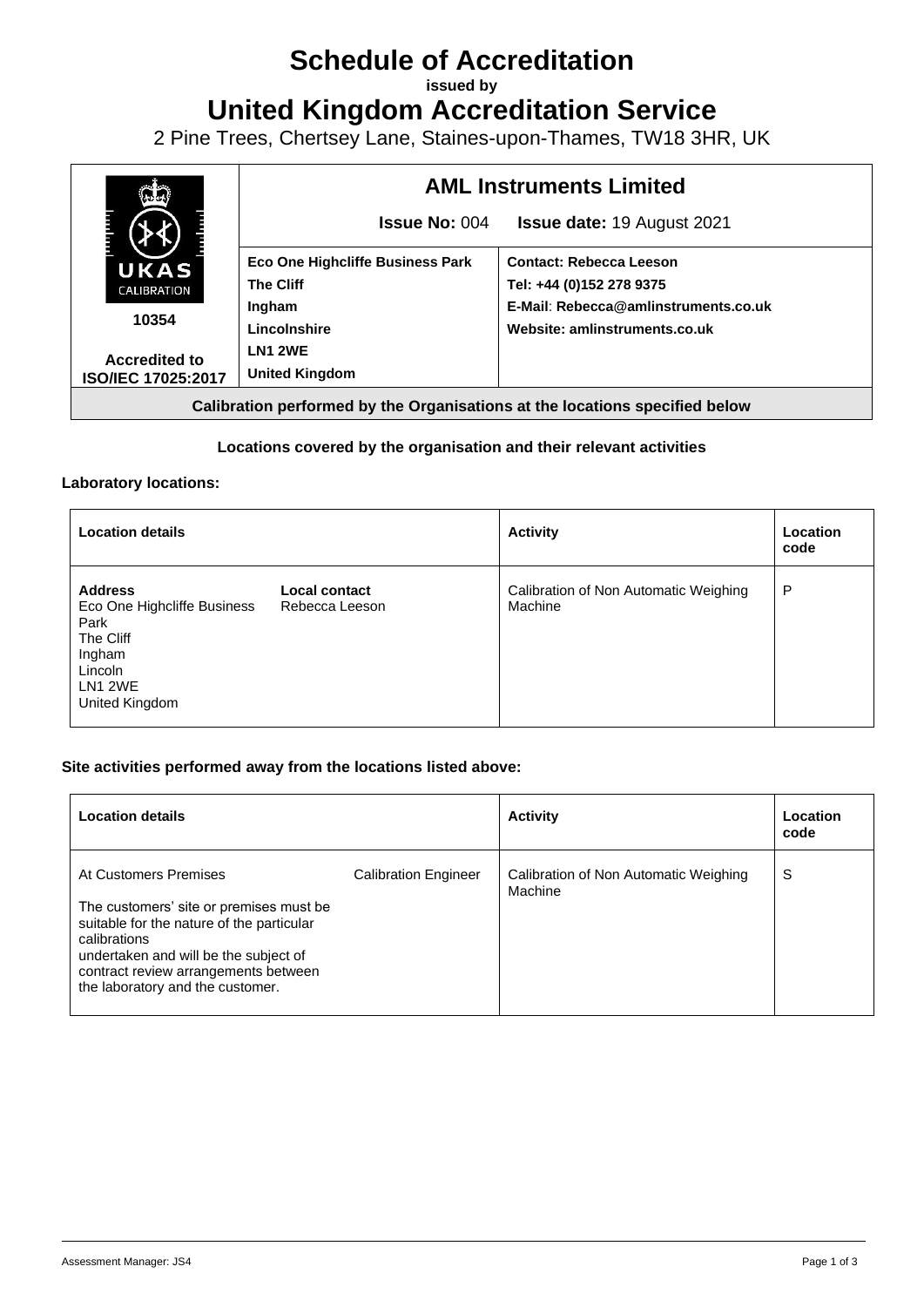# Schedule of Accreditation

**issued by**

# United Kingdom Accreditation Service

2 Pine Trees, Chertsey Lane, Staines-upon-Thames, TW18 3HR, UK

| UKAS CALIBRATION 10354 Accredited to ISO/IEC 17025:2017 | **AML Instruments Limited** | |
|---|---|---|
| | **Issue No:** 004 | **Issue date:** 19 August 2021 |
| | **Eco One Highcliffe Business Park**<br>**The Cliff**<br>**Ingham**<br>**Lincolnshire**<br>**LN1 2WE**<br>**United Kingdom** | **Contact: Rebecca Leeson**<br>**Tel: +44 (0)152 278 9375**<br>**E-Mail**: **Rebecca@amlinstruments.co.uk**<br>**Website: amlinstruments.co.uk** |

**Calibration performed by the Organisations at the locations specified below**

**Locations covered by the organisation and their relevant activities**

**Laboratory locations:**

| Location details | | Activity | Location code |
|---|---|---|---|
| **Address**<br>Eco One Highcliffe Business Park<br>The Cliff<br>Ingham<br>Lincoln<br>LN1 2WE<br>United Kingdom | **Local contact**<br>Rebecca Leeson | Calibration of Non Automatic Weighing Machine | P |

**Site activities performed away from the locations listed above:**

| Location details | | Activity | Location code |
|---|---|---|---|
| At Customers Premises<br><br>The customers' site or premises must be suitable for the nature of the particular calibrations undertaken and will be the subject of contract review arrangements between the laboratory and the customer. | Calibration Engineer | Calibration of Non Automatic Weighing Machine | S |

Assessment Manager: JS4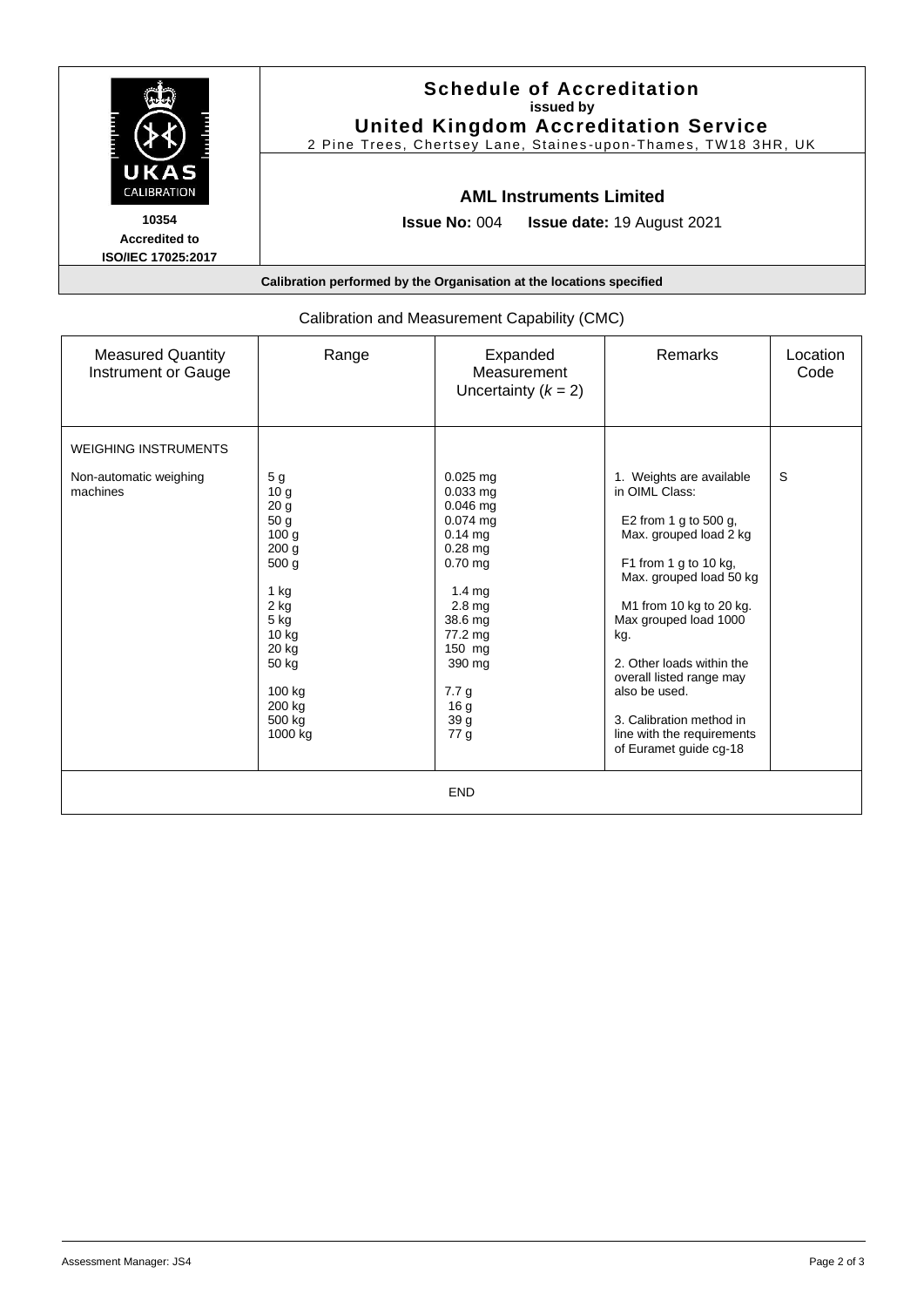**Schedule of Accreditation**
**issued by**
**United Kingdom Accreditation Service**
2 Pine Trees, Chertsey Lane, Staines-upon-Thames, TW18 3HR, UK

UKAS CALIBRATION

**10354**
**Accredited to**
**ISO/IEC 17025:2017**

## AML Instruments Limited

**Issue No:** 004 **Issue date:** 19 August 2021

**Calibration performed by the Organisation at the locations specified**

Calibration and Measurement Capability (CMC)

| Measured Quantity Instrument or Gauge | Range | Expanded Measurement Uncertainty ($k$ = 2) | Remarks | Location Code |
|---|---|---|---|---|
| WEIGHING INSTRUMENTS | | | | |
| Non-automatic weighing machines | 5 g<br>10 g<br>20 g<br>50 g<br>100 g<br>200 g<br>500 g<br><br>1 kg<br>2 kg<br>5 kg<br>10 kg<br>20 kg<br>50 kg<br><br>100 kg<br>200 kg<br>500 kg<br>1000 kg | 0.025 mg<br>0.033 mg<br>0.046 mg<br>0.074 mg<br>0.14 mg<br>0.28 mg<br>0.70 mg<br><br>1.4 mg<br>2.8 mg<br>38.6 mg<br>77.2 mg<br>150 mg<br>390 mg<br><br>7.7 g<br>16 g<br>39 g<br>77 g | 1. Weights are available in OIML Class:<br><br>E2 from 1 g to 500 g, Max. grouped load 2 kg<br><br>F1 from 1 g to 10 kg, Max. grouped load 50 kg<br><br>M1 from 10 kg to 20 kg. Max grouped load 1000 kg.<br><br>2. Other loads within the overall listed range may also be used.<br><br>3. Calibration method in line with the requirements of Euramet guide cg-18 | S |

END

Assessment Manager: JS4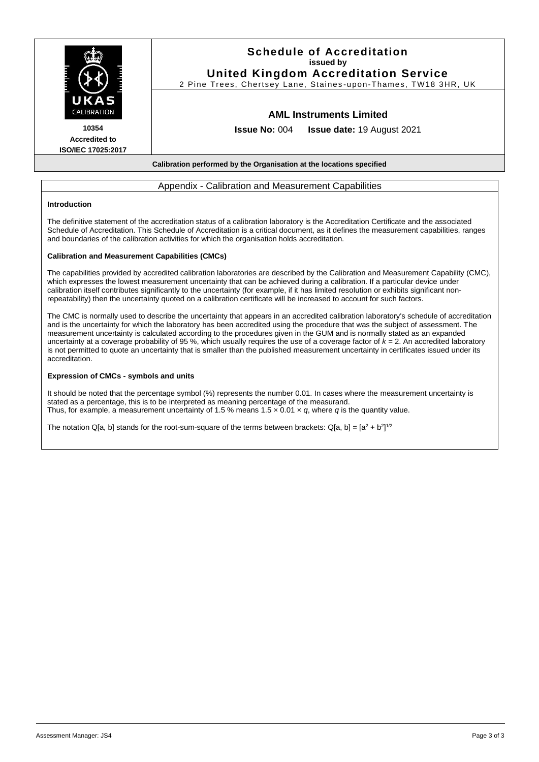# Schedule of Accreditation
**issued by**
## United Kingdom Accreditation Service
2 Pine Trees, Chertsey Lane, Staines-upon-Thames, TW18 3HR, UK

**10354**
**Accredited to**
**ISO/IEC 17025:2017**

### AML Instruments Limited

**Issue No:** 004 **Issue date:** 19 August 2021

**Calibration performed by the Organisation at the locations specified**

## Appendix - Calibration and Measurement Capabilities

**Introduction**

The definitive statement of the accreditation status of a calibration laboratory is the Accreditation Certificate and the associated Schedule of Accreditation. This Schedule of Accreditation is a critical document, as it defines the measurement capabilities, ranges and boundaries of the calibration activities for which the organisation holds accreditation.

**Calibration and Measurement Capabilities (CMCs)**

The capabilities provided by accredited calibration laboratories are described by the Calibration and Measurement Capability (CMC), which expresses the lowest measurement uncertainty that can be achieved during a calibration. If a particular device under calibration itself contributes significantly to the uncertainty (for example, if it has limited resolution or exhibits significant non-repeatability) then the uncertainty quoted on a calibration certificate will be increased to account for such factors.

The CMC is normally used to describe the uncertainty that appears in an accredited calibration laboratory's schedule of accreditation and is the uncertainty for which the laboratory has been accredited using the procedure that was the subject of assessment. The measurement uncertainty is calculated according to the procedures given in the GUM and is normally stated as an expanded uncertainty at a coverage probability of 95 %, which usually requires the use of a coverage factor of $k = 2$. An accredited laboratory is not permitted to quote an uncertainty that is smaller than the published measurement uncertainty in certificates issued under its accreditation.

**Expression of CMCs - symbols and units**

It should be noted that the percentage symbol (%) represents the number 0.01. In cases where the measurement uncertainty is stated as a percentage, this is to be interpreted as meaning percentage of the measurand.
Thus, for example, a measurement uncertainty of 1.5 % means $1.5 \times 0.01 \times q$, where $q$ is the quantity value.

The notation Q[a, b] stands for the root-sum-square of the terms between brackets: $Q[a, b] = [a^2 + b^2]^{1/2}$

Assessment Manager: JS4